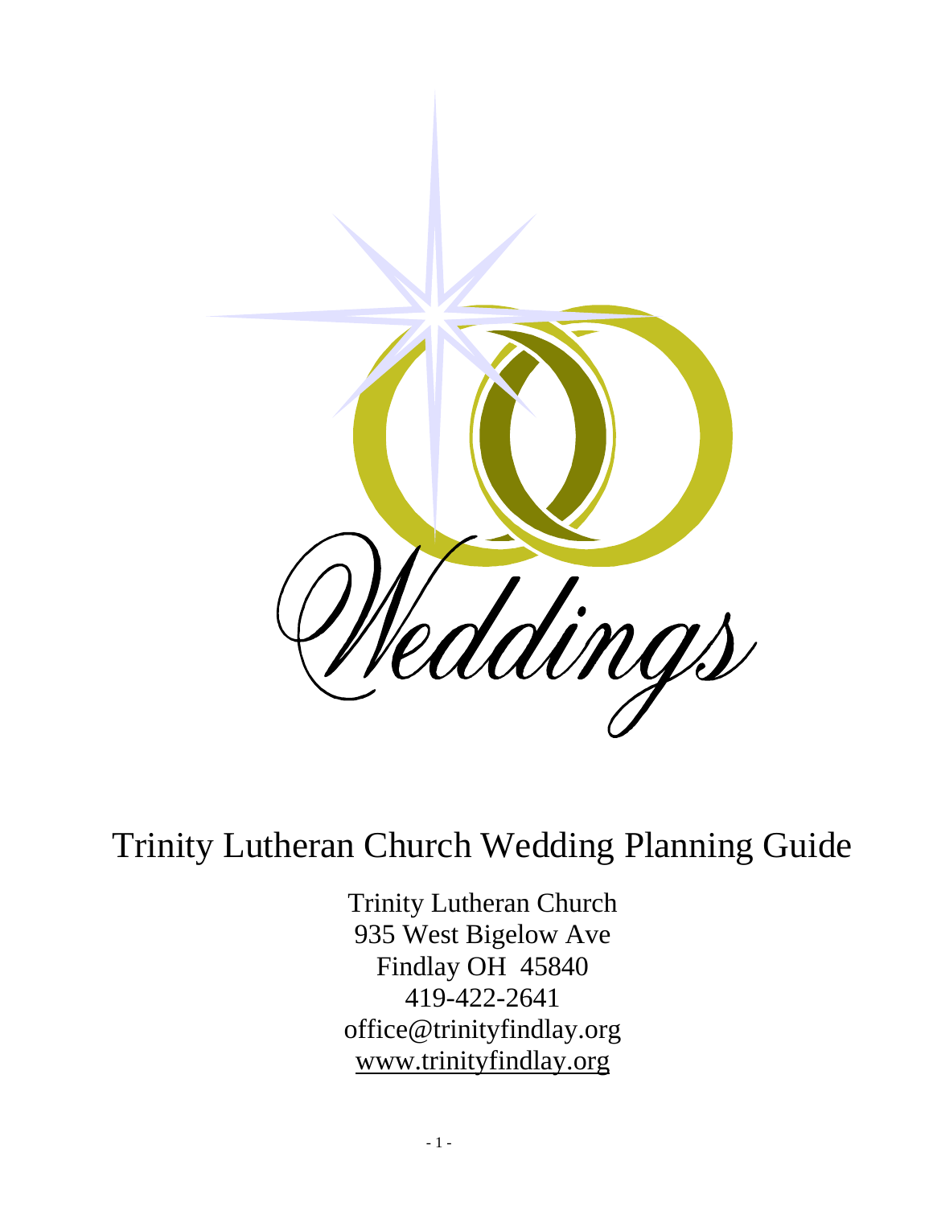Weddings

# Trinity Lutheran Church Wedding Planning Guide

Trinity Lutheran Church
935 West Bigelow Ave
Findlay OH 45840
419-422-2641
office@trinityfindlay.org
www.trinityfindlay.org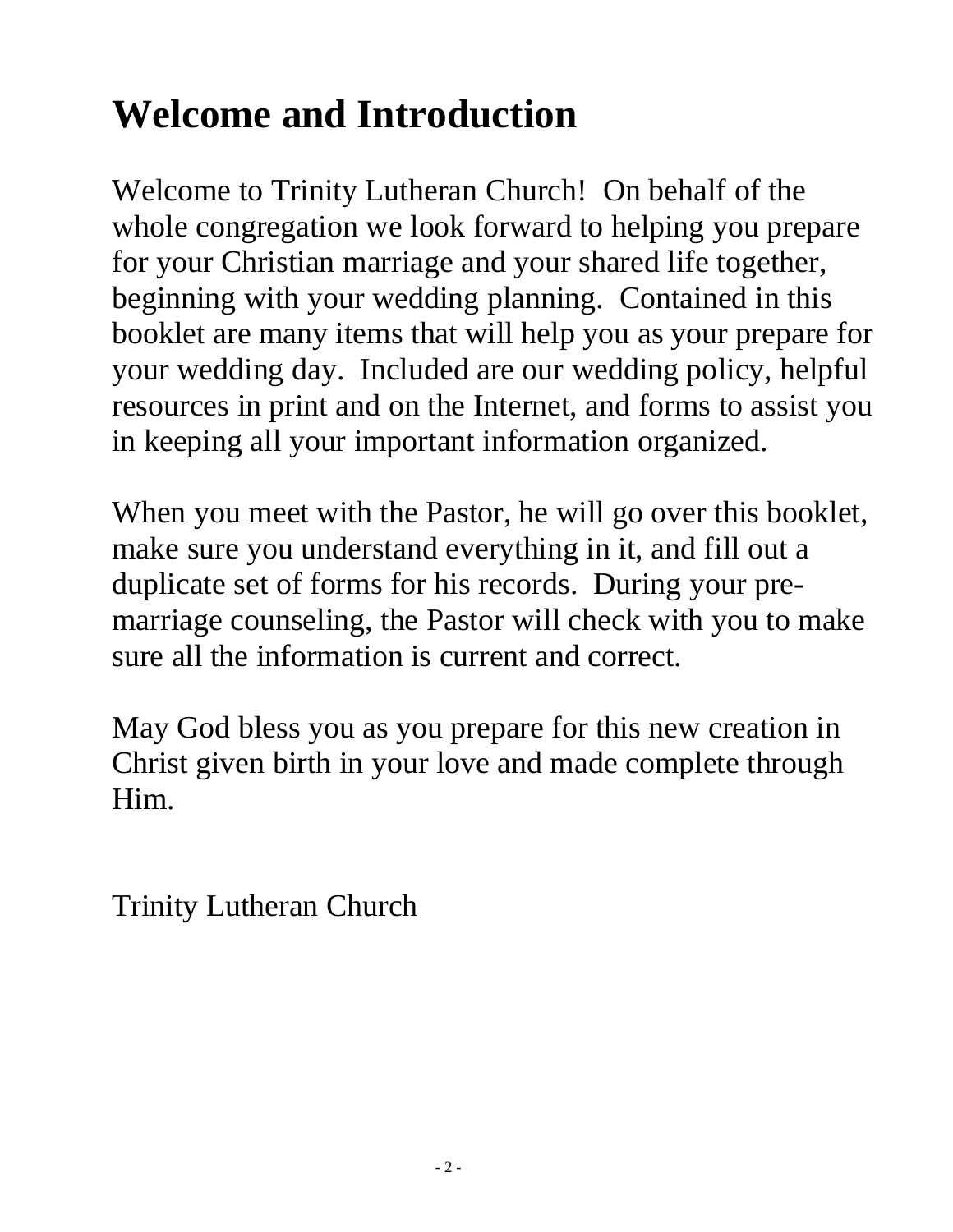# Welcome and Introduction

Welcome to Trinity Lutheran Church! On behalf of the whole congregation we look forward to helping you prepare for your Christian marriage and your shared life together, beginning with your wedding planning. Contained in this booklet are many items that will help you as your prepare for your wedding day. Included are our wedding policy, helpful resources in print and on the Internet, and forms to assist you in keeping all your important information organized.

When you meet with the Pastor, he will go over this booklet, make sure you understand everything in it, and fill out a duplicate set of forms for his records. During your pre-marriage counseling, the Pastor will check with you to make sure all the information is current and correct.

May God bless you as you prepare for this new creation in Christ given birth in your love and made complete through Him.

Trinity Lutheran Church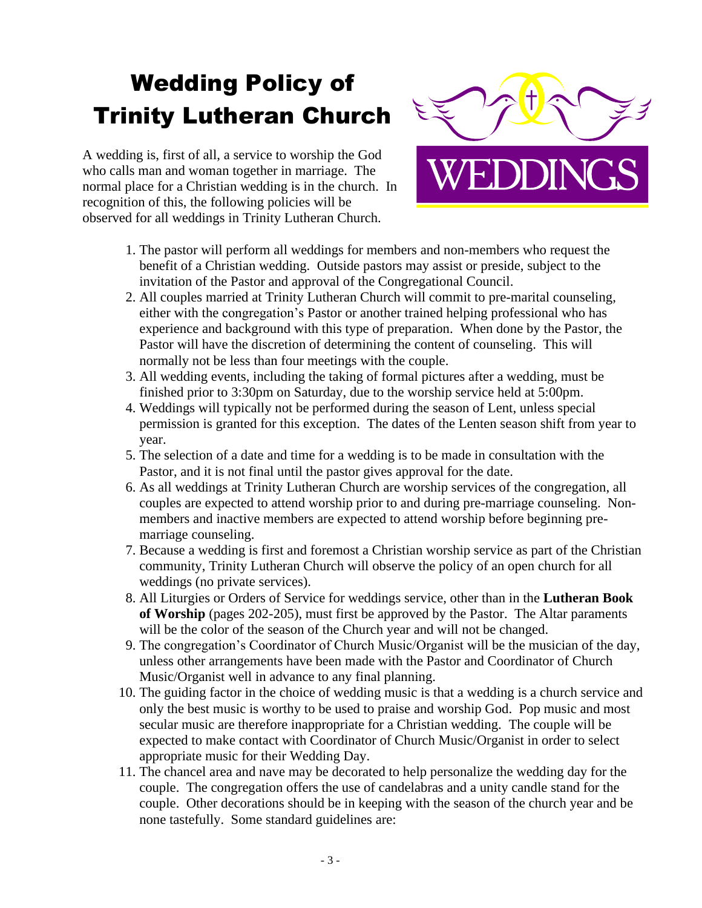# Wedding Policy of Trinity Lutheran Church

A wedding is, first of all, a service to worship the God who calls man and woman together in marriage. The normal place for a Christian wedding is in the church. In recognition of this, the following policies will be observed for all weddings in Trinity Lutheran Church.

WEDDINGS

1. The pastor will perform all weddings for members and non-members who request the benefit of a Christian wedding. Outside pastors may assist or preside, subject to the invitation of the Pastor and approval of the Congregational Council.
2. All couples married at Trinity Lutheran Church will commit to pre-marital counseling, either with the congregation's Pastor or another trained helping professional who has experience and background with this type of preparation. When done by the Pastor, the Pastor will have the discretion of determining the content of counseling. This will normally not be less than four meetings with the couple.
3. All wedding events, including the taking of formal pictures after a wedding, must be finished prior to 3:30pm on Saturday, due to the worship service held at 5:00pm.
4. Weddings will typically not be performed during the season of Lent, unless special permission is granted for this exception. The dates of the Lenten season shift from year to year.
5. The selection of a date and time for a wedding is to be made in consultation with the Pastor, and it is not final until the pastor gives approval for the date.
6. As all weddings at Trinity Lutheran Church are worship services of the congregation, all couples are expected to attend worship prior to and during pre-marriage counseling. Non-members and inactive members are expected to attend worship before beginning pre-marriage counseling.
7. Because a wedding is first and foremost a Christian worship service as part of the Christian community, Trinity Lutheran Church will observe the policy of an open church for all weddings (no private services).
8. All Liturgies or Orders of Service for weddings service, other than in the **Lutheran Book of Worship** (pages 202-205), must first be approved by the Pastor. The Altar paraments will be the color of the season of the Church year and will not be changed.
9. The congregation's Coordinator of Church Music/Organist will be the musician of the day, unless other arrangements have been made with the Pastor and Coordinator of Church Music/Organist well in advance to any final planning.
10. The guiding factor in the choice of wedding music is that a wedding is a church service and only the best music is worthy to be used to praise and worship God. Pop music and most secular music are therefore inappropriate for a Christian wedding. The couple will be expected to make contact with Coordinator of Church Music/Organist in order to select appropriate music for their Wedding Day.
11. The chancel area and nave may be decorated to help personalize the wedding day for the couple. The congregation offers the use of candelabras and a unity candle stand for the couple. Other decorations should be in keeping with the season of the church year and be none tastefully. Some standard guidelines are: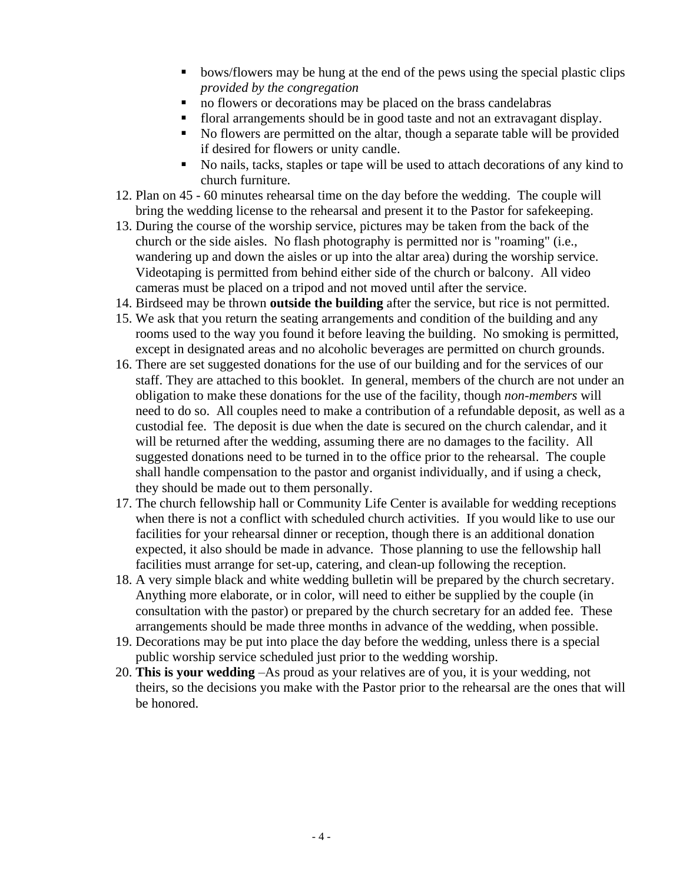- bows/flowers may be hung at the end of the pews using the special plastic clips *provided by the congregation*
- no flowers or decorations may be placed on the brass candelabras
- floral arrangements should be in good taste and not an extravagant display.
- No flowers are permitted on the altar, though a separate table will be provided if desired for flowers or unity candle.
- No nails, tacks, staples or tape will be used to attach decorations of any kind to church furniture.

12. Plan on 45 - 60 minutes rehearsal time on the day before the wedding. The couple will bring the wedding license to the rehearsal and present it to the Pastor for safekeeping.
13. During the course of the worship service, pictures may be taken from the back of the church or the side aisles. No flash photography is permitted nor is "roaming" (i.e., wandering up and down the aisles or up into the altar area) during the worship service. Videotaping is permitted from behind either side of the church or balcony. All video cameras must be placed on a tripod and not moved until after the service.
14. Birdseed may be thrown **outside the building** after the service, but rice is not permitted.
15. We ask that you return the seating arrangements and condition of the building and any rooms used to the way you found it before leaving the building. No smoking is permitted, except in designated areas and no alcoholic beverages are permitted on church grounds.
16. There are set suggested donations for the use of our building and for the services of our staff. They are attached to this booklet. In general, members of the church are not under an obligation to make these donations for the use of the facility, though *non-members* will need to do so. All couples need to make a contribution of a refundable deposit, as well as a custodial fee. The deposit is due when the date is secured on the church calendar, and it will be returned after the wedding, assuming there are no damages to the facility. All suggested donations need to be turned in to the office prior to the rehearsal. The couple shall handle compensation to the pastor and organist individually, and if using a check, they should be made out to them personally.
17. The church fellowship hall or Community Life Center is available for wedding receptions when there is not a conflict with scheduled church activities. If you would like to use our facilities for your rehearsal dinner or reception, though there is an additional donation expected, it also should be made in advance. Those planning to use the fellowship hall facilities must arrange for set-up, catering, and clean-up following the reception.
18. A very simple black and white wedding bulletin will be prepared by the church secretary. Anything more elaborate, or in color, will need to either be supplied by the couple (in consultation with the pastor) or prepared by the church secretary for an added fee. These arrangements should be made three months in advance of the wedding, when possible.
19. Decorations may be put into place the day before the wedding, unless there is a special public worship service scheduled just prior to the wedding worship.
20. **This is your wedding** –As proud as your relatives are of you, it is your wedding, not theirs, so the decisions you make with the Pastor prior to the rehearsal are the ones that will be honored.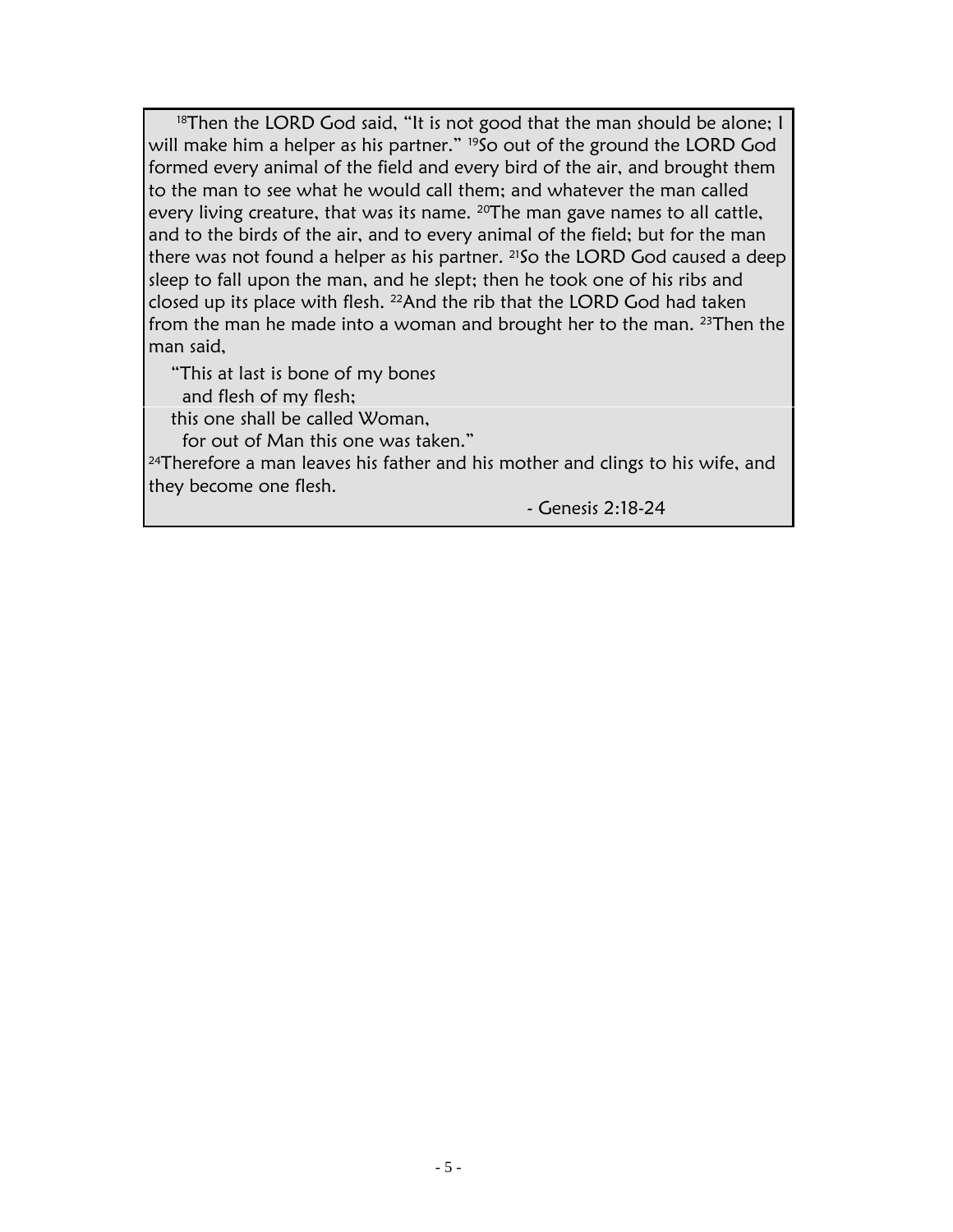[18]Then the LORD God said, "It is not good that the man should be alone; I will make him a helper as his partner." [19]So out of the ground the LORD God formed every animal of the field and every bird of the air, and brought them to the man to see what he would call them; and whatever the man called every living creature, that was its name. [20]The man gave names to all cattle, and to the birds of the air, and to every animal of the field; but for the man there was not found a helper as his partner. [21]So the LORD God caused a deep sleep to fall upon the man, and he slept; then he took one of his ribs and closed up its place with flesh. [22]And the rib that the LORD God had taken from the man he made into a woman and brought her to the man. [23]Then the man said,

"This at last is bone of my bones
  and flesh of my flesh;
this one shall be called Woman,
  for out of Man this one was taken."

[24]Therefore a man leaves his father and his mother and clings to his wife, and they become one flesh.

- Genesis 2:18-24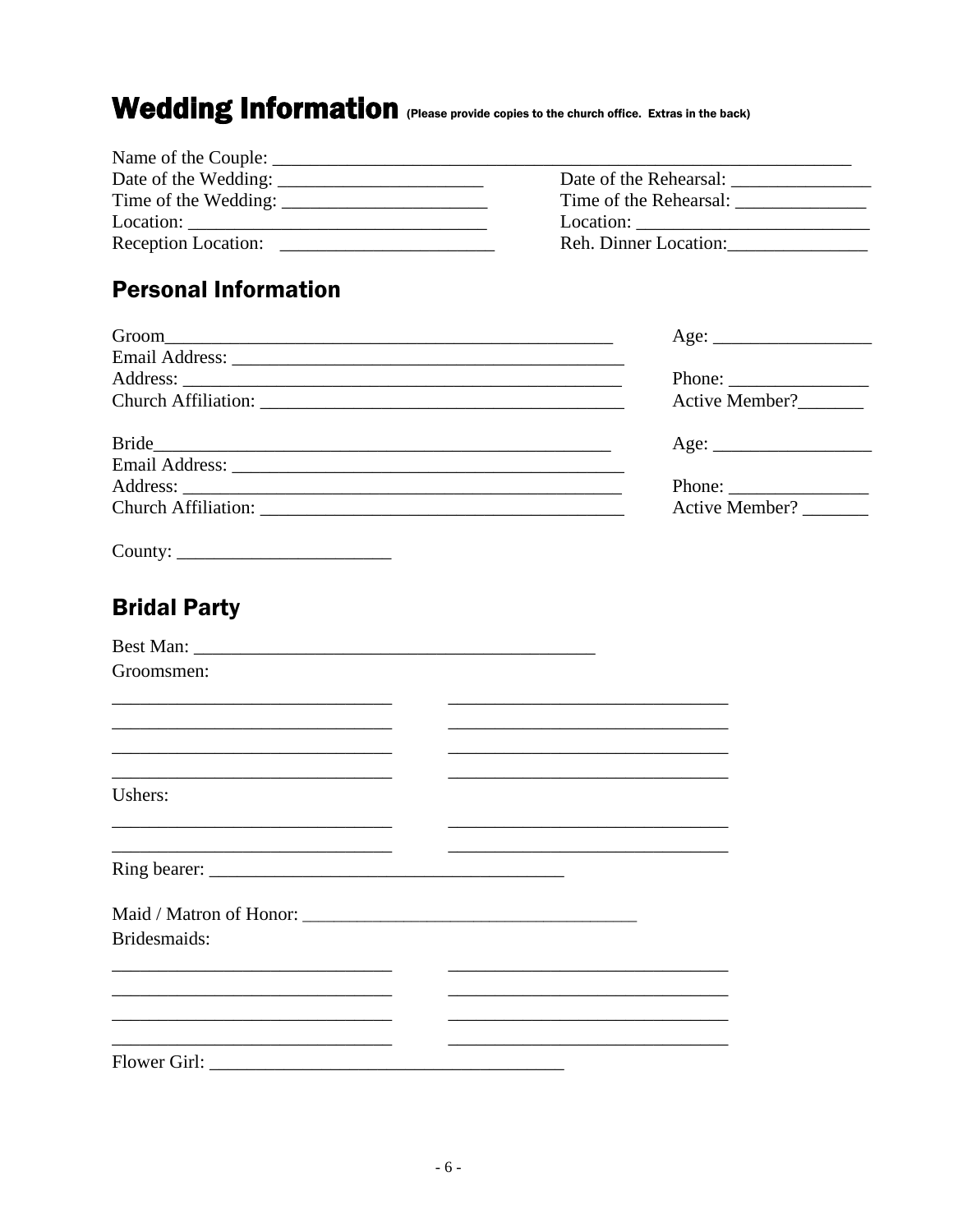# Wedding Information (Please provide copies to the church office. Extras in the back)

Name of the Couple: ______________________________________________________________

Date of the Wedding: ______________________ Date of the Rehearsal: _______________

Time of the Wedding: ______________________ Time of the Rehearsal: ______________

Location: ________________________________ Location: _________________________

Reception Location: _______________________ Reh. Dinner Location:_______________

## Personal Information

Groom_________________________________________________ Age: _________________

Email Address: ___________________________________________

Address: ________________________________________________ Phone: _______________

Church Affiliation: _______________________________________ Active Member?_______

Bride__________________________________________________ Age: _________________

Email Address: ___________________________________________

Address: ________________________________________________ Phone: _______________

Church Affiliation: _______________________________________ Active Member? _______

County: _______________________

## Bridal Party

Best Man: __________________________________________

Groomsmen:

______________________________ ______________________________

______________________________ ______________________________

______________________________ ______________________________

______________________________ ______________________________

Ushers:

______________________________ ______________________________

______________________________ ______________________________

Ring bearer: ______________________________________

Maid / Matron of Honor: ____________________________________

Bridesmaids:

______________________________ ______________________________

______________________________ ______________________________

______________________________ ______________________________

______________________________ ______________________________

Flower Girl: ______________________________________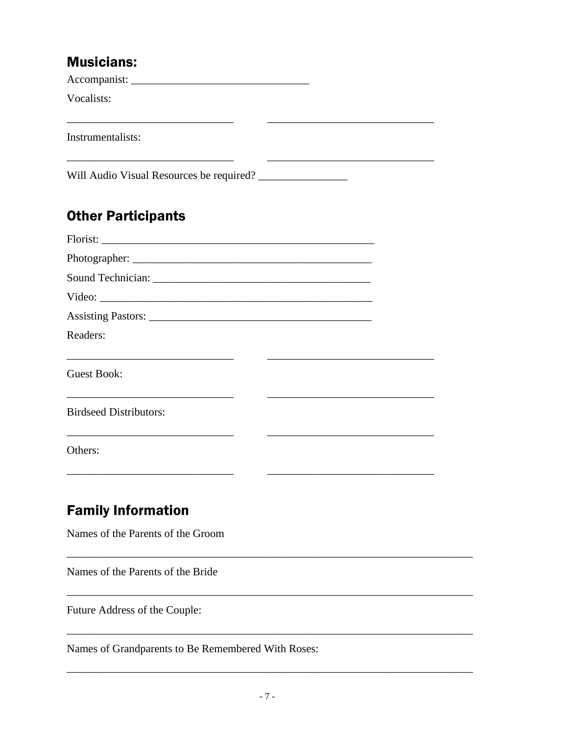## Musicians:

Accompanist: ________________________________

Vocalists:

______________________________ ______________________________

Instrumentalists:

______________________________ ______________________________

Will Audio Visual Resources be required? ________________

## Other Participants

Florist: __________________________________________________

Photographer: ____________________________________________

Sound Technician: _______________________________________

Video: ___________________________________________________

Assisting Pastors: ________________________________________

Readers:

______________________________ ______________________________

Guest Book:

______________________________ ______________________________

Birdseed Distributors:

______________________________ ______________________________

Others:

______________________________ ______________________________

## Family Information

Names of the Parents of the Groom

___________________________________________________________________________

Names of the Parents of the Bride

___________________________________________________________________________

Future Address of the Couple:

___________________________________________________________________________

Names of Grandparents to Be Remembered With Roses:

___________________________________________________________________________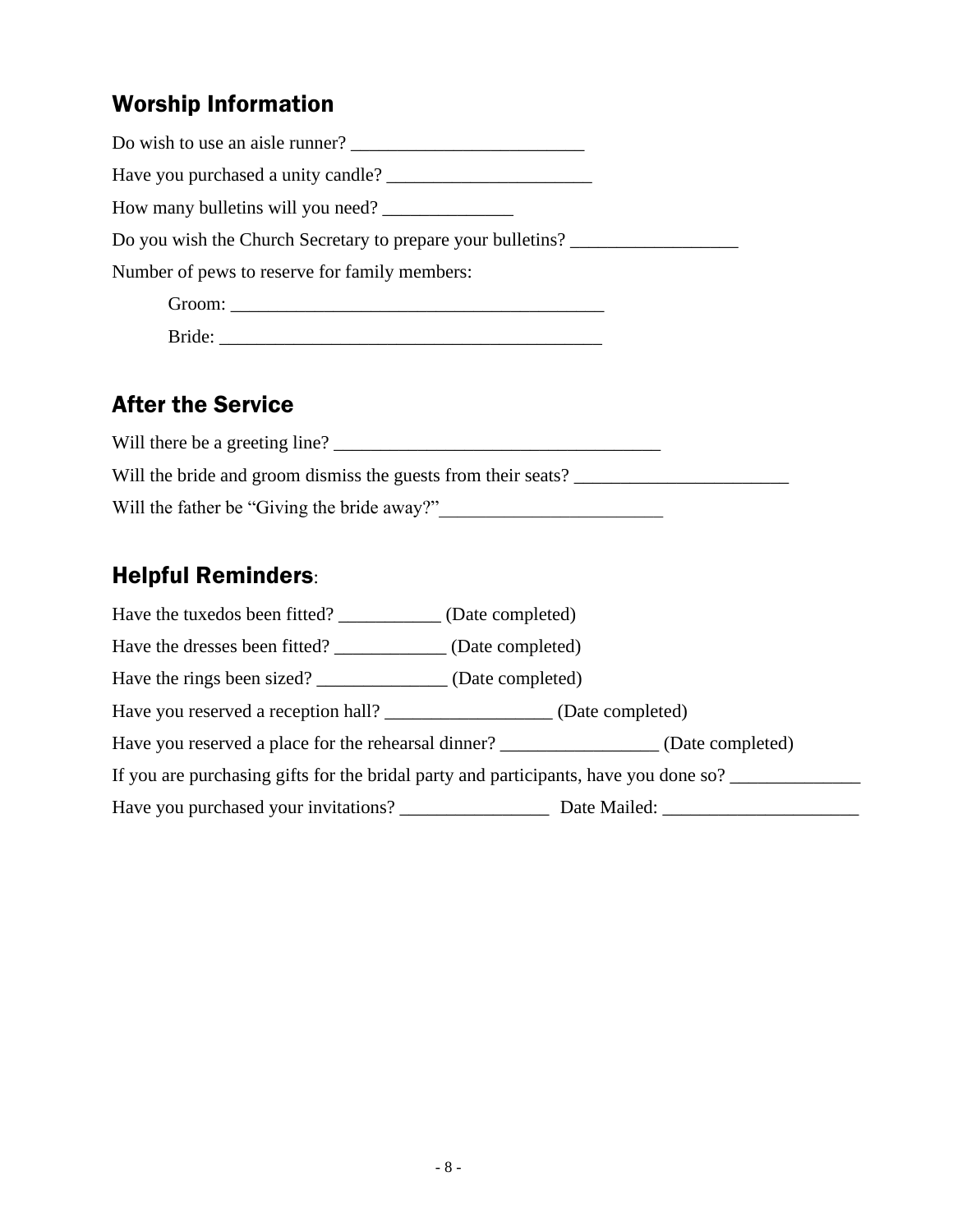## Worship Information

Do wish to use an aisle runner? _________________________

Have you purchased a unity candle? ______________________

How many bulletins will you need? ______________

Do you wish the Church Secretary to prepare your bulletins? __________________

Number of pews to reserve for family members:

Groom: ________________________________________

Bride: _________________________________________

## After the Service

Will there be a greeting line? ___________________________________

Will the bride and groom dismiss the guests from their seats? _______________________

Will the father be "Giving the bride away?"________________________

## Helpful Reminders:

Have the tuxedos been fitted? ___________ (Date completed)

Have the dresses been fitted? ____________ (Date completed)

Have the rings been sized? ______________ (Date completed)

Have you reserved a reception hall? __________________ (Date completed)

Have you reserved a place for the rehearsal dinner? _________________ (Date completed)

If you are purchasing gifts for the bridal party and participants, have you done so? ______________

Have you purchased your invitations? ________________ Date Mailed: _____________________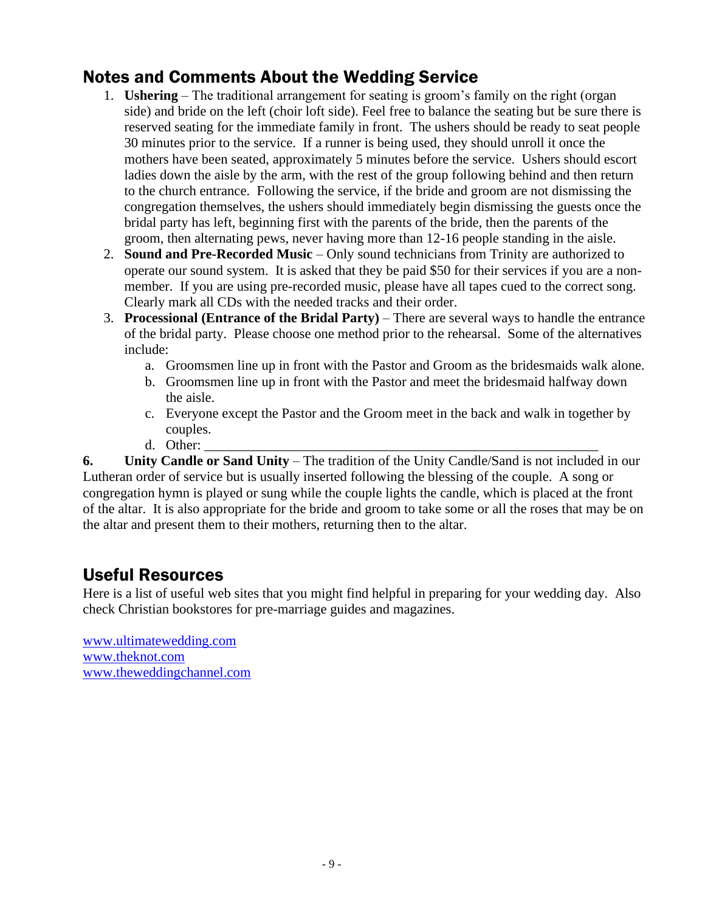## Notes and Comments About the Wedding Service

1. **Ushering** – The traditional arrangement for seating is groom's family on the right (organ side) and bride on the left (choir loft side). Feel free to balance the seating but be sure there is reserved seating for the immediate family in front. The ushers should be ready to seat people 30 minutes prior to the service. If a runner is being used, they should unroll it once the mothers have been seated, approximately 5 minutes before the service. Ushers should escort ladies down the aisle by the arm, with the rest of the group following behind and then return to the church entrance. Following the service, if the bride and groom are not dismissing the congregation themselves, the ushers should immediately begin dismissing the guests once the bridal party has left, beginning first with the parents of the bride, then the parents of the groom, then alternating pews, never having more than 12-16 people standing in the aisle.
2. **Sound and Pre-Recorded Music** – Only sound technicians from Trinity are authorized to operate our sound system. It is asked that they be paid $50 for their services if you are a non-member. If you are using pre-recorded music, please have all tapes cued to the correct song. Clearly mark all CDs with the needed tracks and their order.
3. **Processional (Entrance of the Bridal Party)** – There are several ways to handle the entrance of the bridal party. Please choose one method prior to the rehearsal. Some of the alternatives include:
   a. Groomsmen line up in front with the Pastor and Groom as the bridesmaids walk alone.
   b. Groomsmen line up in front with the Pastor and meet the bridesmaid halfway down the aisle.
   c. Everyone except the Pastor and the Groom meet in the back and walk in together by couples.
   d. Other: ________________________________________________________

**6. Unity Candle or Sand Unity** – The tradition of the Unity Candle/Sand is not included in our Lutheran order of service but is usually inserted following the blessing of the couple. A song or congregation hymn is played or sung while the couple lights the candle, which is placed at the front of the altar. It is also appropriate for the bride and groom to take some or all the roses that may be on the altar and present them to their mothers, returning then to the altar.

## Useful Resources

Here is a list of useful web sites that you might find helpful in preparing for your wedding day. Also check Christian bookstores for pre-marriage guides and magazines.

www.ultimatewedding.com
www.theknot.com
www.theweddingchannel.com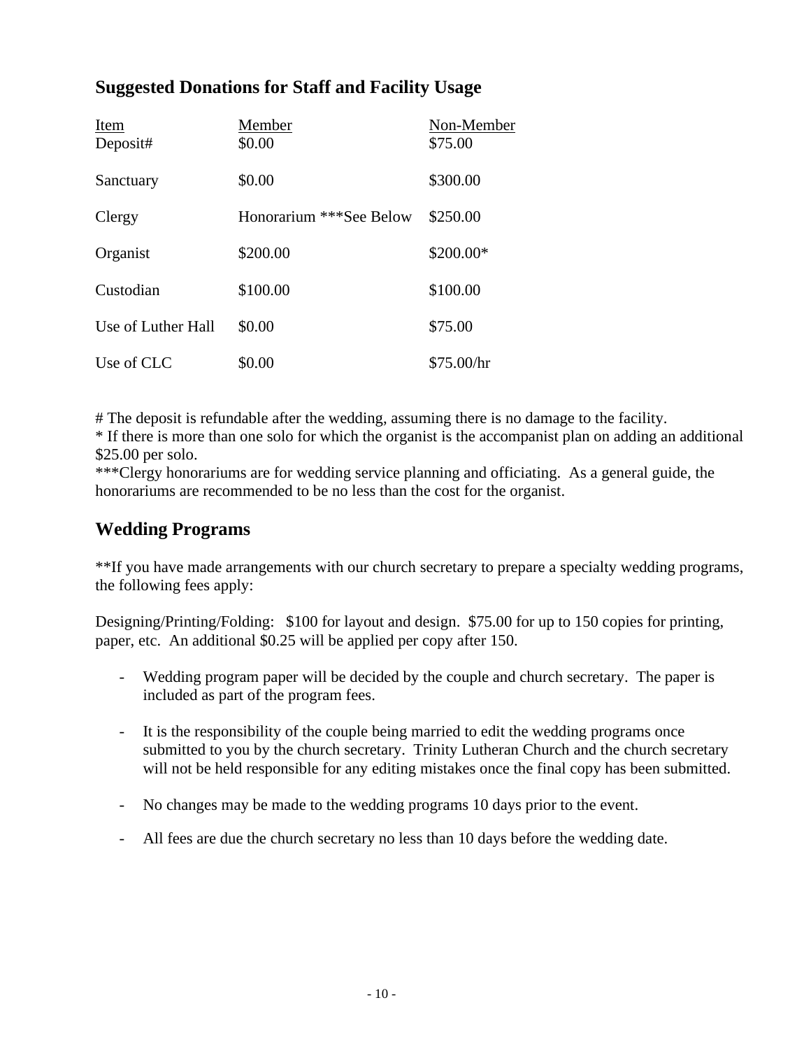## Suggested Donations for Staff and Facility Usage

| Item | Member | Non-Member |
|---|---|---|
| Deposit# | $0.00 | $75.00 |
| Sanctuary | $0.00 | $300.00 |
| Clergy | Honorarium ***See Below | $250.00 |
| Organist | $200.00 | $200.00* |
| Custodian | $100.00 | $100.00 |
| Use of Luther Hall | $0.00 | $75.00 |
| Use of CLC | $0.00 | $75.00/hr |

# The deposit is refundable after the wedding, assuming there is no damage to the facility.
* If there is more than one solo for which the organist is the accompanist plan on adding an additional $25.00 per solo.
***Clergy honorariums are for wedding service planning and officiating. As a general guide, the honorariums are recommended to be no less than the cost for the organist.

## Wedding Programs

**If you have made arrangements with our church secretary to prepare a specialty wedding programs, the following fees apply:

Designing/Printing/Folding: $100 for layout and design. $75.00 for up to 150 copies for printing, paper, etc. An additional $0.25 will be applied per copy after 150.

- Wedding program paper will be decided by the couple and church secretary. The paper is included as part of the program fees.
- It is the responsibility of the couple being married to edit the wedding programs once submitted to you by the church secretary. Trinity Lutheran Church and the church secretary will not be held responsible for any editing mistakes once the final copy has been submitted.
- No changes may be made to the wedding programs 10 days prior to the event.
- All fees are due the church secretary no less than 10 days before the wedding date.